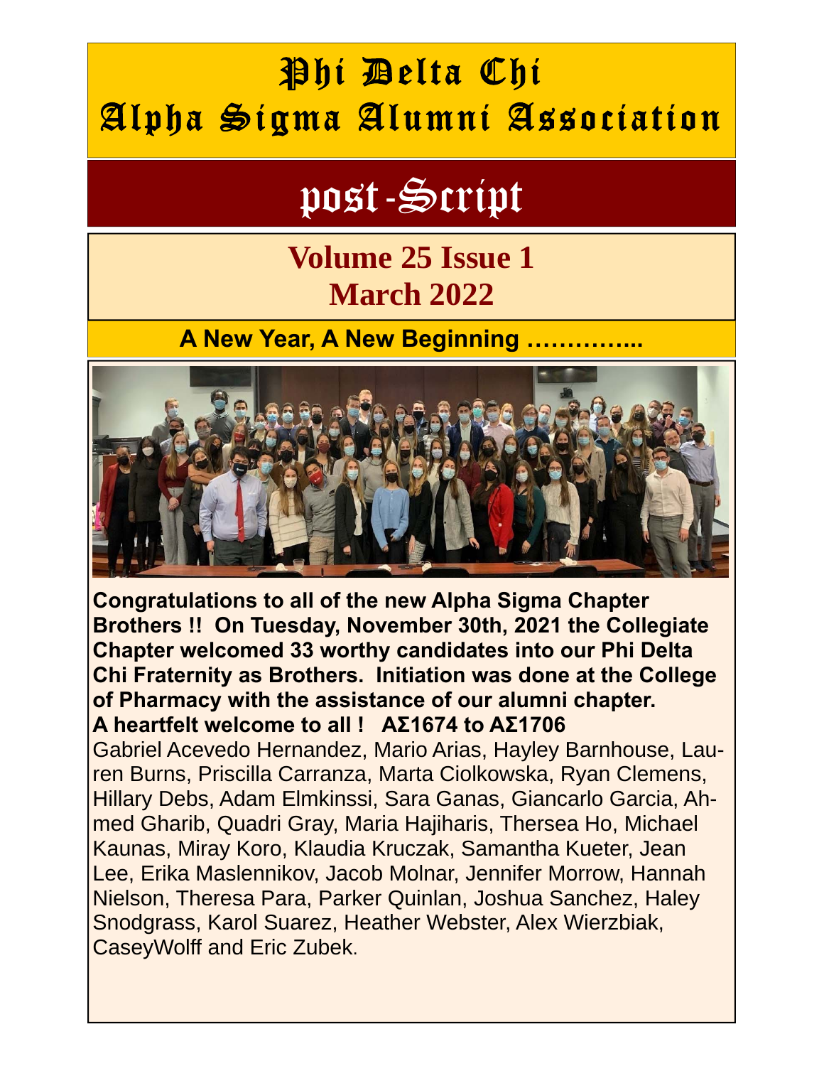# Phi Delta Chi
# Alpha Sigma Alumni Association

# post-Script

## Volume 25 Issue 1
## March 2022

### A New Year, A New Beginning …………..

**Congratulations to all of the new Alpha Sigma Chapter Brothers !! On Tuesday, November 30th, 2021 the Collegiate Chapter welcomed 33 worthy candidates into our Phi Delta Chi Fraternity as Brothers. Initiation was done at the College of Pharmacy with the assistance of our alumni chapter.**

**A heartfelt welcome to all ! ΑΣ1674 to ΑΣ1706**

Gabriel Acevedo Hernandez, Mario Arias, Hayley Barnhouse, Lauren Burns, Priscilla Carranza, Marta Ciolkowska, Ryan Clemens, Hillary Debs, Adam Elmkinssi, Sara Ganas, Giancarlo Garcia, Ahmed Gharib, Quadri Gray, Maria Hajiharis, Thersea Ho, Michael Kaunas, Miray Koro, Klaudia Kruczak, Samantha Kueter, Jean Lee, Erika Maslennikov, Jacob Molnar, Jennifer Morrow, Hannah Nielson, Theresa Para, Parker Quinlan, Joshua Sanchez, Haley Snodgrass, Karol Suarez, Heather Webster, Alex Wierzbiak, CaseyWolff and Eric Zubek.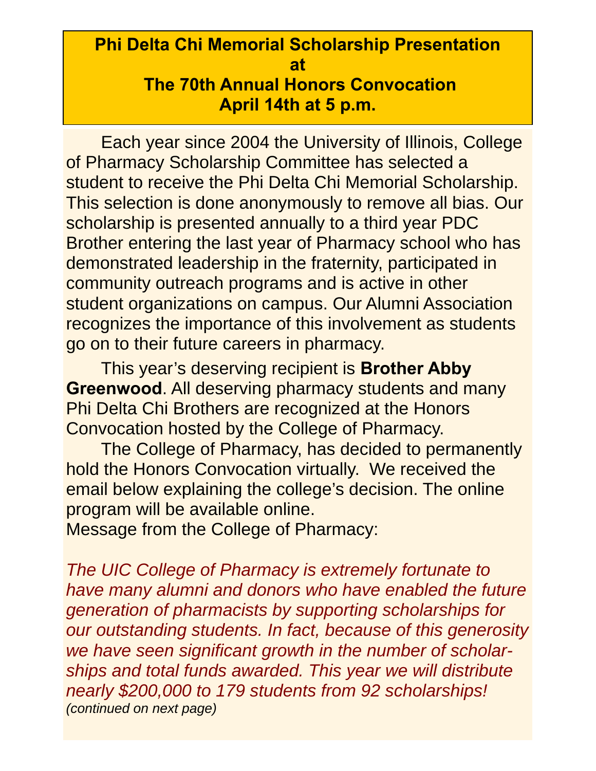## Phi Delta Chi Memorial Scholarship Presentation at The 70th Annual Honors Convocation April 14th at 5 p.m.

Each year since 2004 the University of Illinois, College of Pharmacy Scholarship Committee has selected a student to receive the Phi Delta Chi Memorial Scholarship. This selection is done anonymously to remove all bias. Our scholarship is presented annually to a third year PDC Brother entering the last year of Pharmacy school who has demonstrated leadership in the fraternity, participated in community outreach programs and is active in other student organizations on campus. Our Alumni Association recognizes the importance of this involvement as students go on to their future careers in pharmacy.

This year's deserving recipient is **Brother Abby Greenwood**. All deserving pharmacy students and many Phi Delta Chi Brothers are recognized at the Honors Convocation hosted by the College of Pharmacy.

The College of Pharmacy, has decided to permanently hold the Honors Convocation virtually. We received the email below explaining the college's decision. The online program will be available online.

Message from the College of Pharmacy:

*The UIC College of Pharmacy is extremely fortunate to have many alumni and donors who have enabled the future generation of pharmacists by supporting scholarships for our outstanding students. In fact, because of this generosity we have seen significant growth in the number of scholarships and total funds awarded. This year we will distribute nearly $200,000 to 179 students from 92 scholarships!*

*(continued on next page)*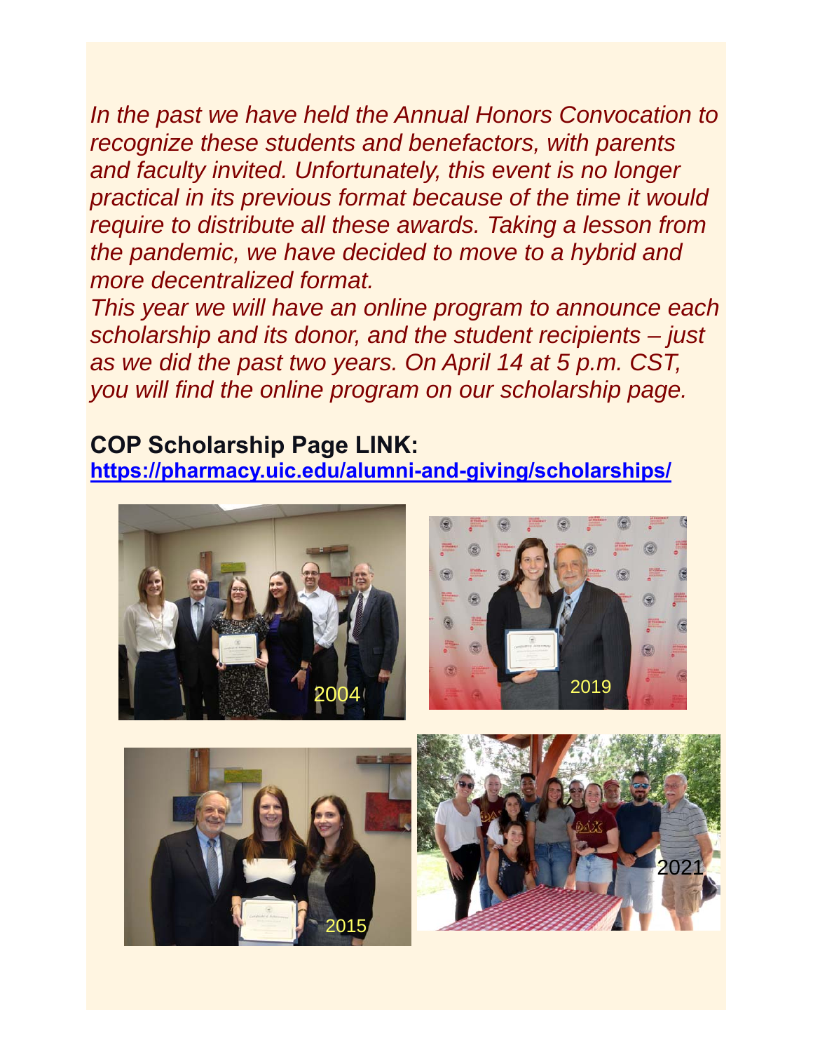*In the past we have held the Annual Honors Convocation to recognize these students and benefactors, with parents and faculty invited. Unfortunately, this event is no longer practical in its previous format because of the time it would require to distribute all these awards. Taking a lesson from the pandemic, we have decided to move to a hybrid and more decentralized format.*

*This year we will have an online program to announce each scholarship and its donor, and the student recipients – just as we did the past two years. On April 14 at 5 p.m. CST, you will find the online program on our scholarship page.*

**COP Scholarship Page LINK:**
**https://pharmacy.uic.edu/alumni-and-giving/scholarships/**

2004

2019

2015

2021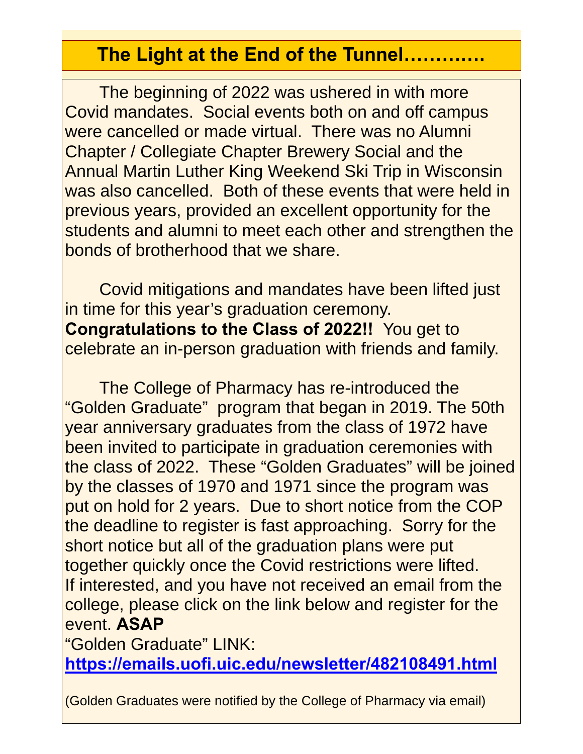## The Light at the End of the Tunnel………….

The beginning of 2022 was ushered in with more Covid mandates. Social events both on and off campus were cancelled or made virtual. There was no Alumni Chapter / Collegiate Chapter Brewery Social and the Annual Martin Luther King Weekend Ski Trip in Wisconsin was also cancelled. Both of these events that were held in previous years, provided an excellent opportunity for the students and alumni to meet each other and strengthen the bonds of brotherhood that we share.

Covid mitigations and mandates have been lifted just in time for this year's graduation ceremony. **Congratulations to the Class of 2022!!** You get to celebrate an in-person graduation with friends and family.

The College of Pharmacy has re-introduced the "Golden Graduate" program that began in 2019. The 50th year anniversary graduates from the class of 1972 have been invited to participate in graduation ceremonies with the class of 2022. These "Golden Graduates" will be joined by the classes of 1970 and 1971 since the program was put on hold for 2 years. Due to short notice from the COP the deadline to register is fast approaching. Sorry for the short notice but all of the graduation plans were put together quickly once the Covid restrictions were lifted. If interested, and you have not received an email from the college, please click on the link below and register for the event. **ASAP**

"Golden Graduate" LINK:
**https://emails.uofi.uic.edu/newsletter/482108491.html**

(Golden Graduates were notified by the College of Pharmacy via email)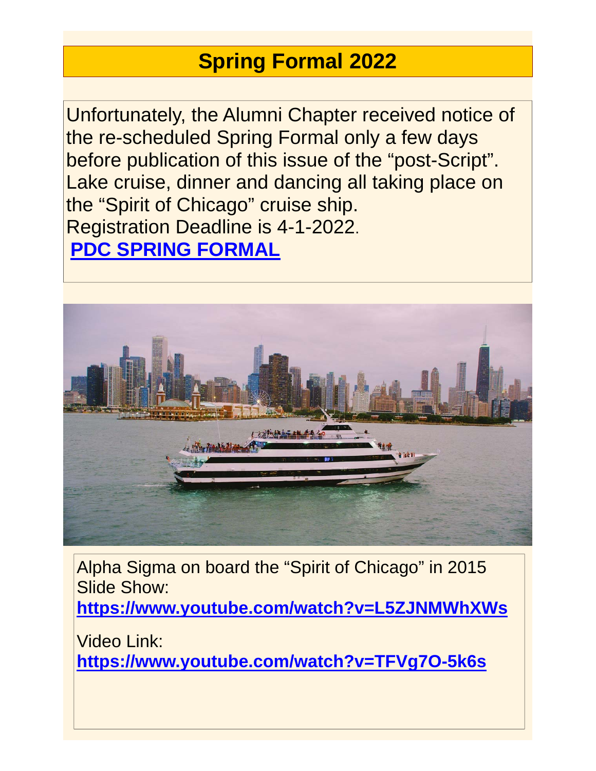# Spring Formal 2022

Unfortunately, the Alumni Chapter received notice of the re-scheduled Spring Formal only a few days before publication of this issue of the “post-Script”. Lake cruise, dinner and dancing all taking place on the “Spirit of Chicago” cruise ship.

Registration Deadline is 4-1-2022.

**PDC SPRING FORMAL**

Alpha Sigma on board the “Spirit of Chicago” in 2015

Slide Show:

**https://www.youtube.com/watch?v=L5ZJNMWhXWs**

Video Link:

**https://www.youtube.com/watch?v=TFVg7O-5k6s**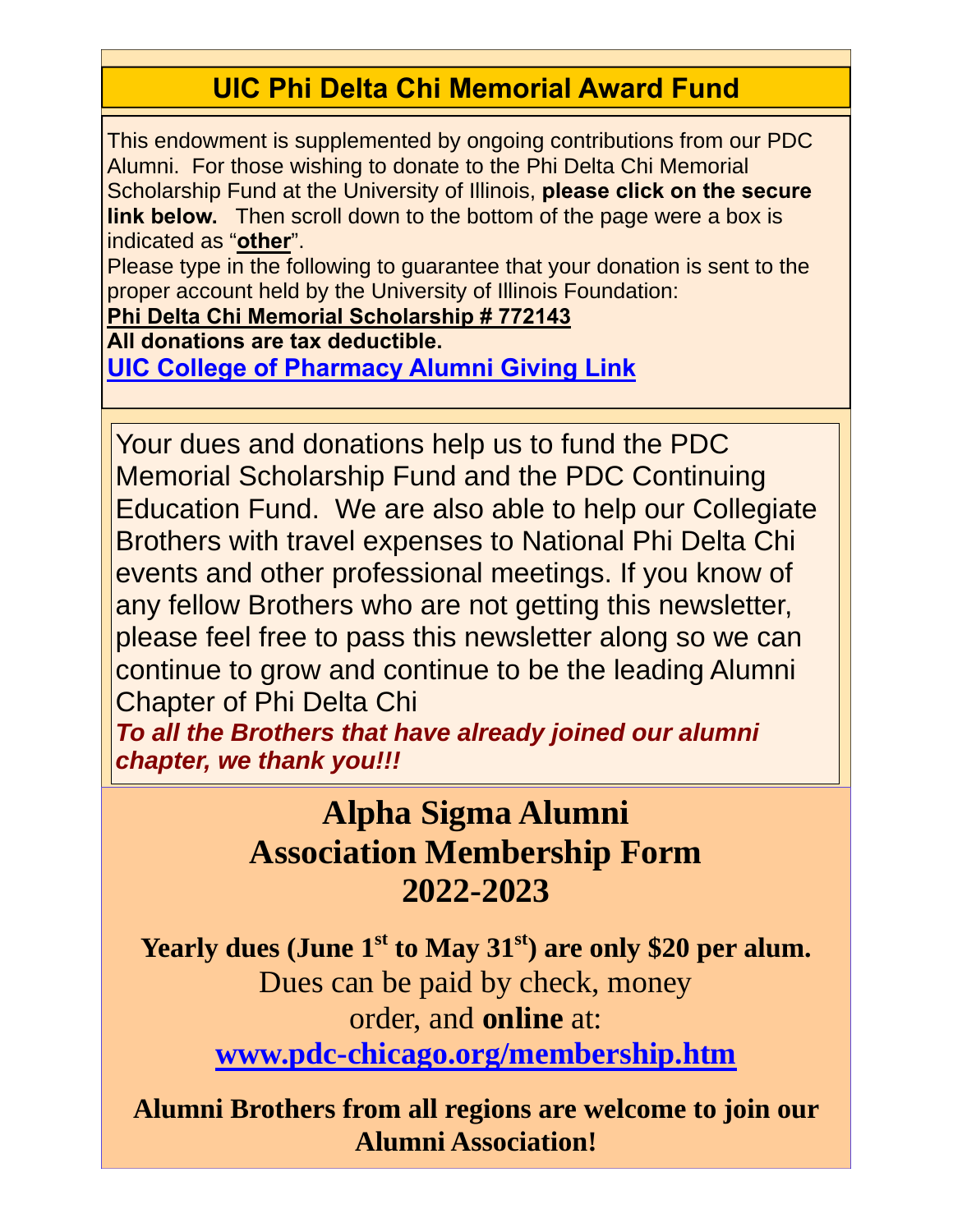## UIC Phi Delta Chi Memorial Award Fund

This endowment is supplemented by ongoing contributions from our PDC Alumni. For those wishing to donate to the Phi Delta Chi Memorial Scholarship Fund at the University of Illinois, **please click on the secure link below.** Then scroll down to the bottom of the page were a box is indicated as "**other**".

Please type in the following to guarantee that your donation is sent to the proper account held by the University of Illinois Foundation:

**Phi Delta Chi Memorial Scholarship # 772143**

**All donations are tax deductible.**

**UIC College of Pharmacy Alumni Giving Link**

Your dues and donations help us to fund the PDC Memorial Scholarship Fund and the PDC Continuing Education Fund. We are also able to help our Collegiate Brothers with travel expenses to National Phi Delta Chi events and other professional meetings. If you know of any fellow Brothers who are not getting this newsletter, please feel free to pass this newsletter along so we can continue to grow and continue to be the leading Alumni Chapter of Phi Delta Chi

***To all the Brothers that have already joined our alumni chapter, we thank you!!!***

## Alpha Sigma Alumni Association Membership Form 2022-2023

**Yearly dues (June 1st to May 31st) are only $20 per alum.**

Dues can be paid by check, money order, and **online** at:

**www.pdc-chicago.org/membership.htm**

**Alumni Brothers from all regions are welcome to join our Alumni Association!**